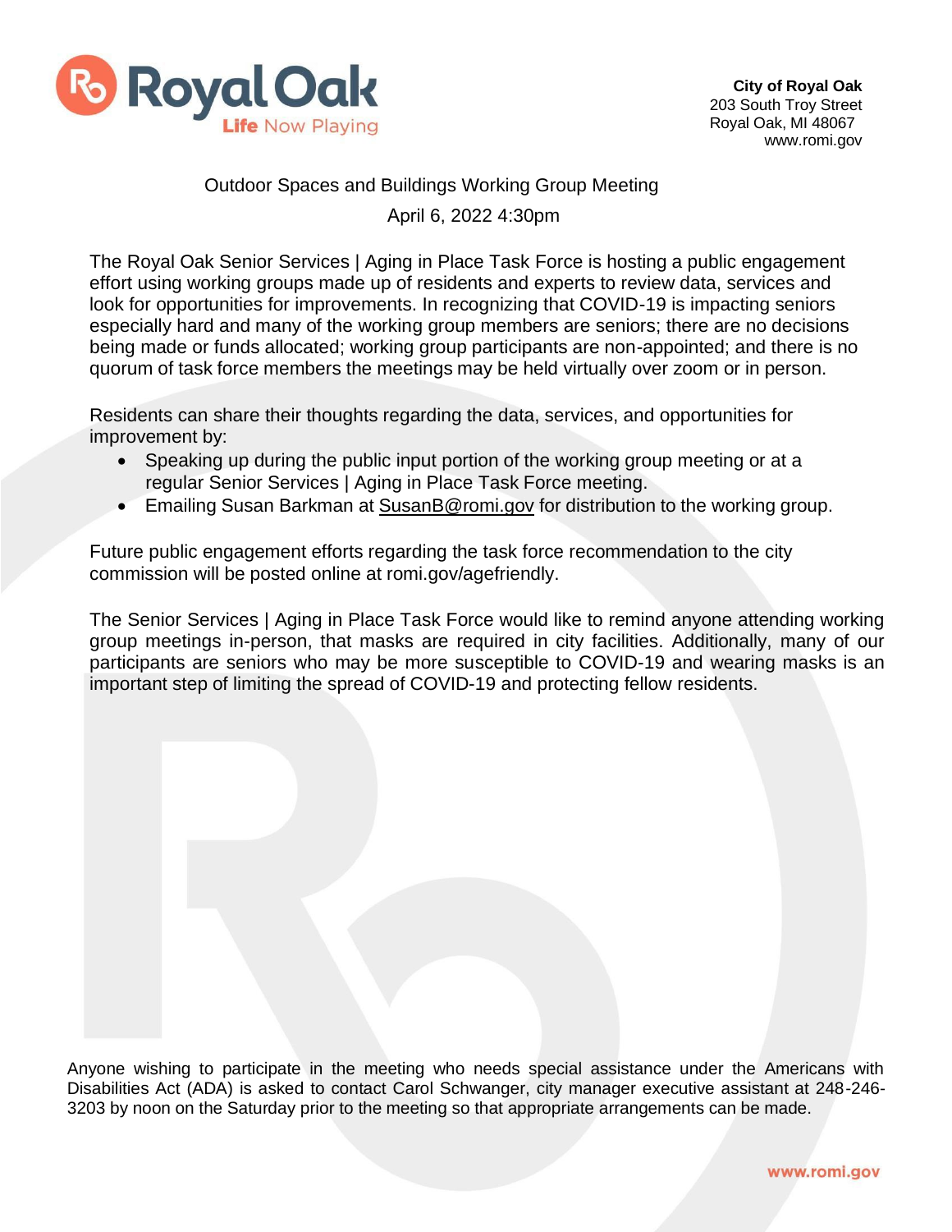**City of Royal Oak**
203 South Troy Street
Royal Oak, MI 48067
www.romi.gov

Outdoor Spaces and Buildings Working Group Meeting

April 6, 2022 4:30pm

The Royal Oak Senior Services | Aging in Place Task Force is hosting a public engagement effort using working groups made up of residents and experts to review data, services and look for opportunities for improvements. In recognizing that COVID-19 is impacting seniors especially hard and many of the working group members are seniors; there are no decisions being made or funds allocated; working group participants are non-appointed; and there is no quorum of task force members the meetings may be held virtually over zoom or in person.

Residents can share their thoughts regarding the data, services, and opportunities for improvement by:

- Speaking up during the public input portion of the working group meeting or at a regular Senior Services | Aging in Place Task Force meeting.
- Emailing Susan Barkman at SusanB@romi.gov for distribution to the working group.

Future public engagement efforts regarding the task force recommendation to the city commission will be posted online at romi.gov/agefriendly.

The Senior Services | Aging in Place Task Force would like to remind anyone attending working group meetings in-person, that masks are required in city facilities. Additionally, many of our participants are seniors who may be more susceptible to COVID-19 and wearing masks is an important step of limiting the spread of COVID-19 and protecting fellow residents.

Anyone wishing to participate in the meeting who needs special assistance under the Americans with Disabilities Act (ADA) is asked to contact Carol Schwanger, city manager executive assistant at 248-246-3203 by noon on the Saturday prior to the meeting so that appropriate arrangements can be made.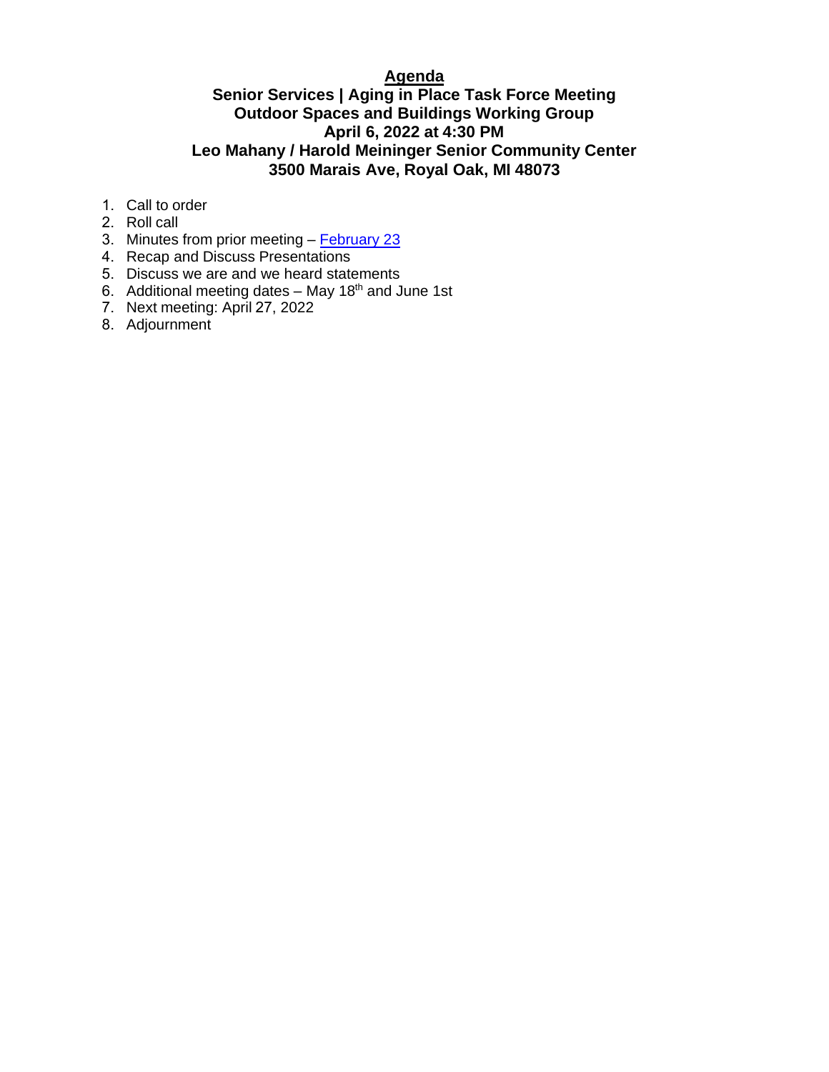# Agenda

**Senior Services | Aging in Place Task Force Meeting**
**Outdoor Spaces and Buildings Working Group**
**April 6, 2022 at 4:30 PM**
**Leo Mahany / Harold Meininger Senior Community Center**
**3500 Marais Ave, Royal Oak, MI 48073**

1. Call to order
2. Roll call
3. Minutes from prior meeting – February 23
4. Recap and Discuss Presentations
5. Discuss we are and we heard statements
6. Additional meeting dates – May 18th and June 1st
7. Next meeting: April 27, 2022
8. Adjournment